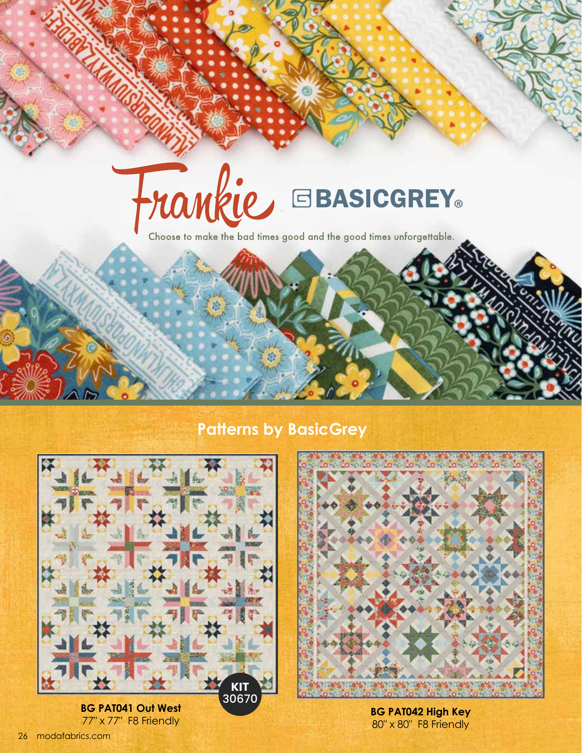# Frankie

BASICGREY®

Choose to make the bad times good and the good times unforgettable.

## Patterns by BasicGrey

KIT 30670

**BG PAT041 Out West**
77" x 77" F8 Friendly

**BG PAT042 High Key**
80" x 80" F8 Friendly

modafabrics.com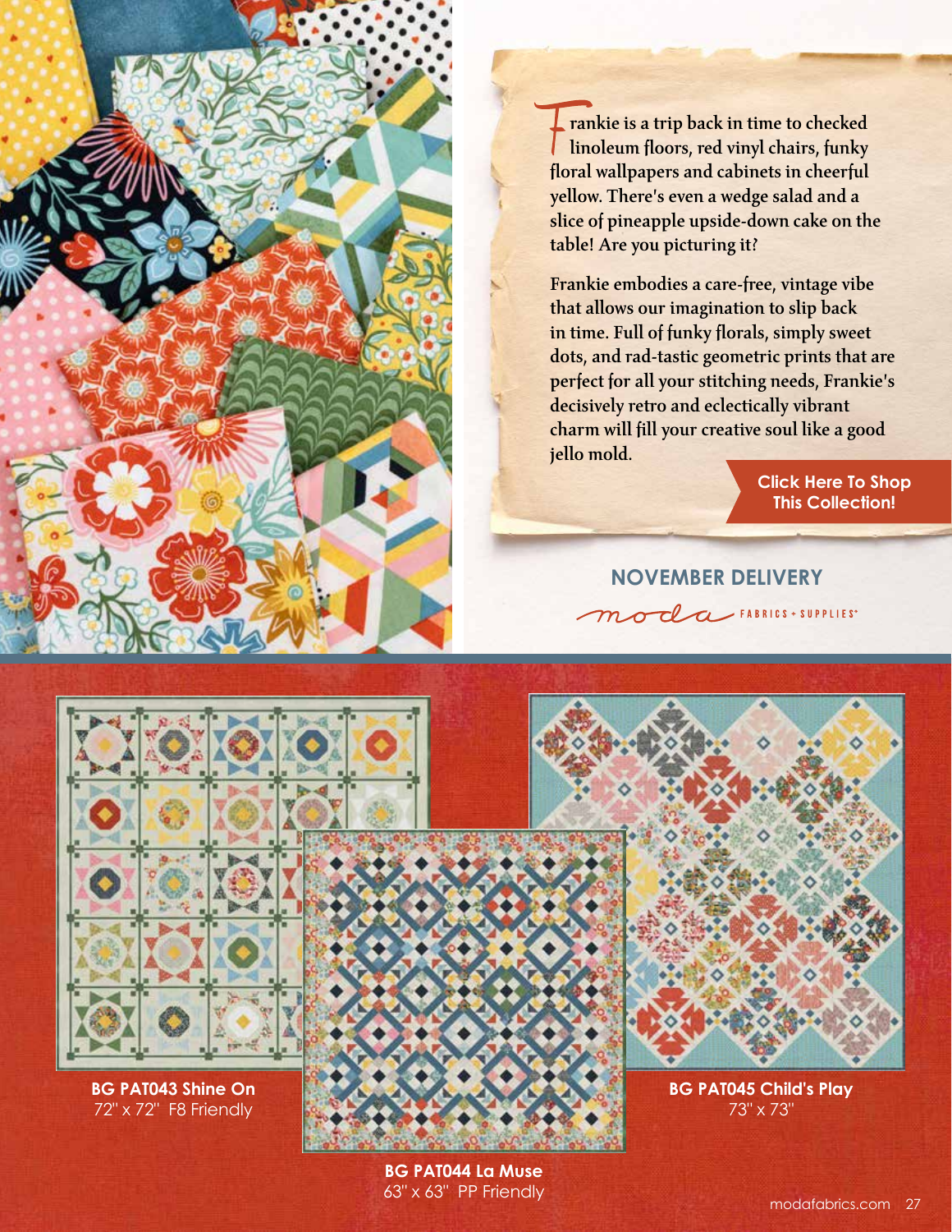Frankie is a trip back in time to checked linoleum floors, red vinyl chairs, funky floral wallpapers and cabinets in cheerful yellow. There's even a wedge salad and a slice of pineapple upside-down cake on the table! Are you picturing it?

Frankie embodies a care-free, vintage vibe that allows our imagination to slip back in time. Full of funky florals, simply sweet dots, and rad-tastic geometric prints that are perfect for all your stitching needs, Frankie's decisively retro and eclectically vibrant charm will fill your creative soul like a good jello mold.

**Click Here To Shop This Collection!**

## NOVEMBER DELIVERY

moda FABRICS + SUPPLIES®

**BG PAT043 Shine On**
72" x 72"  F8 Friendly

**BG PAT044 La Muse**
63" x 63"  PP Friendly

**BG PAT045 Child's Play**
73" x 73"

modafabrics.com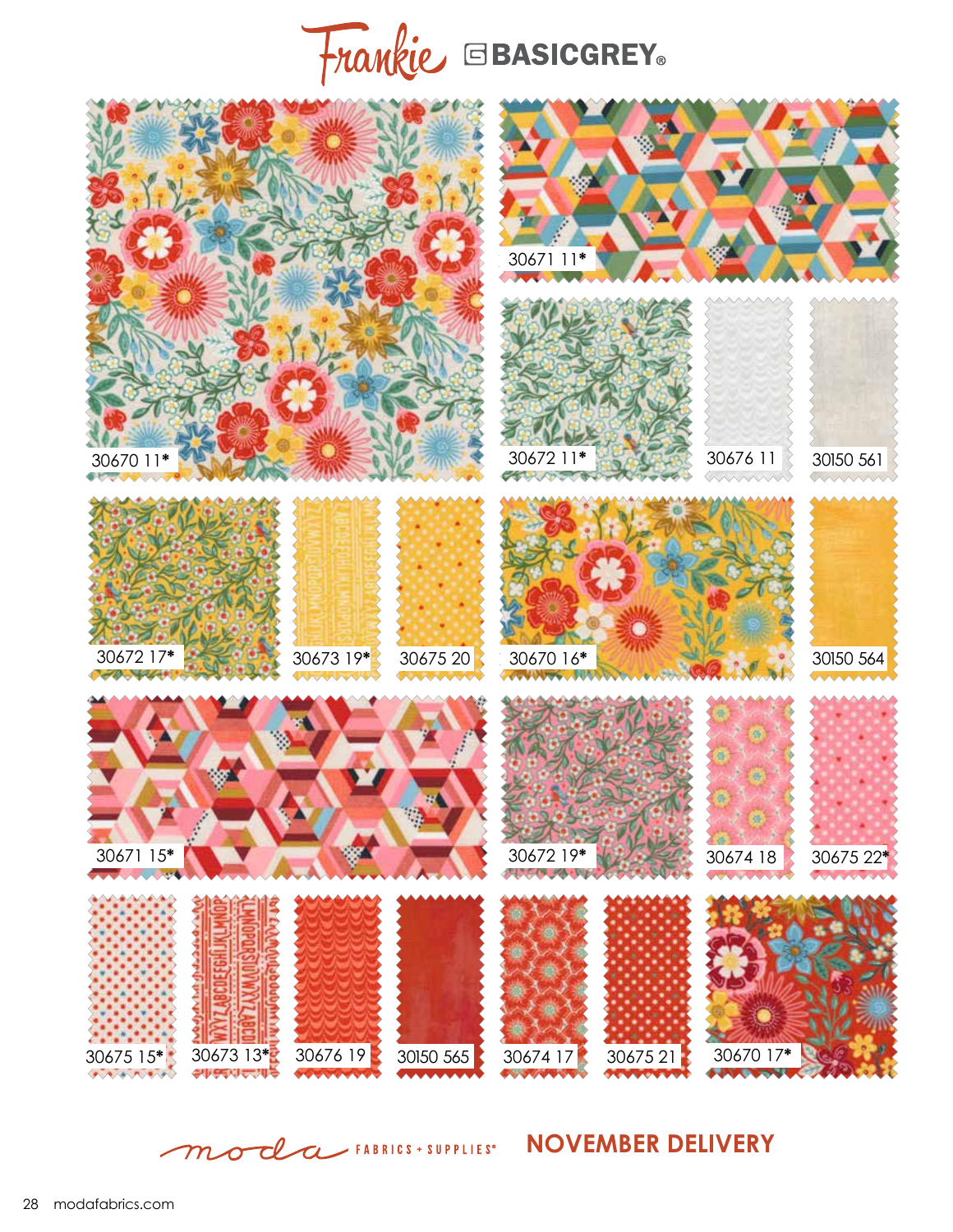# Frankie BASICGREY®

30670 11*

30671 11*

30672 11*

30676 11

30150 561

30672 17*

30673 19*

30675 20

30670 16*

30150 564

30671 15*

30672 19*

30674 18

30675 22*

30675 15*

30673 13*

30676 19

30150 565

30674 17

30675 21

30670 17*

moda FABRICS + SUPPLIES®

**NOVEMBER DELIVERY**

modafabrics.com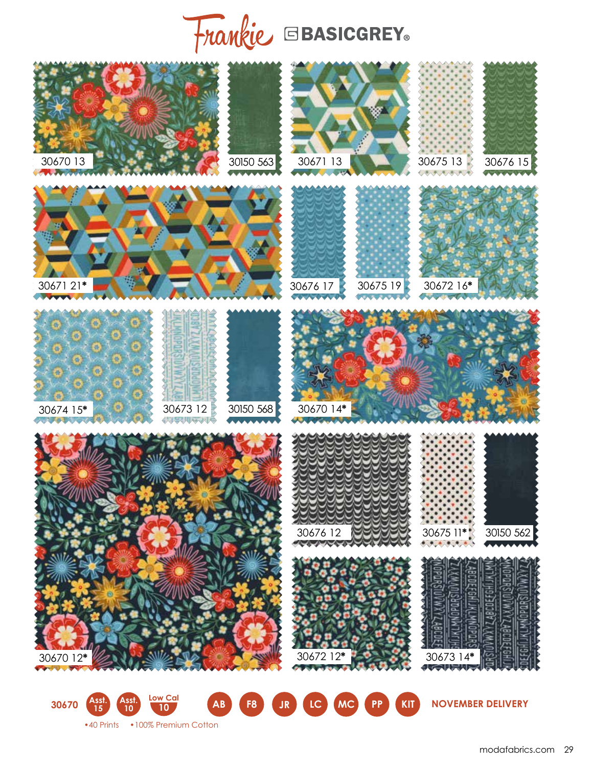# Frankie

BASICGREY®

30670 13

30150 563

30671 13

30675 13

30676 15

30671 21*

30676 17

30675 19

30672 16*

30674 15*

30673 12

30150 568

30670 14*

30670 12*

30676 12

30675 11*

30150 562

30672 12*

30673 14*

30670 Asst. 15 Asst. 10 Low Cal 10 AB F8 JR LC MC PP KIT NOVEMBER DELIVERY

- 40 Prints
- 100% Premium Cotton

modafabrics.com